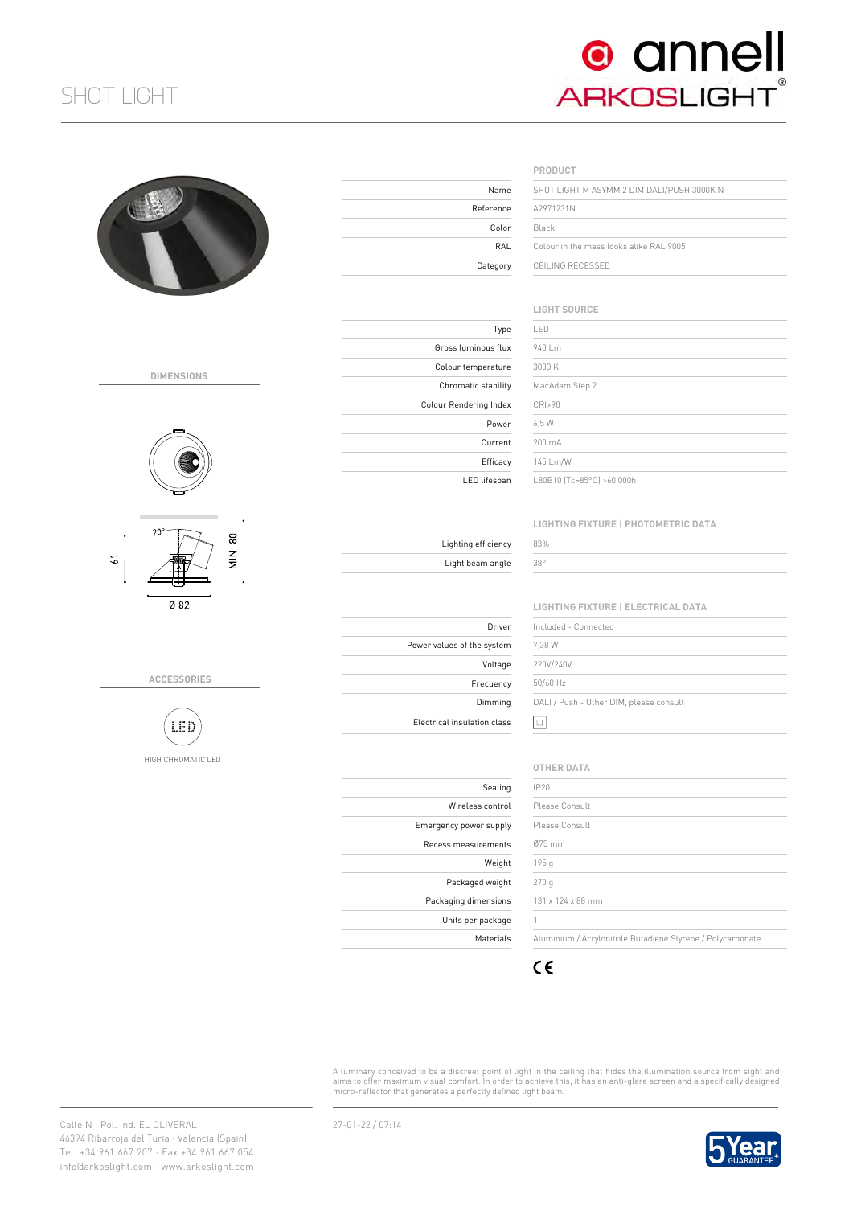# SHOT LIGHT

annell ARKOSLIGHT®

## PRODUCT

| | |
|---|---|
| Name | SHOT LIGHT M ASYMM 2 DIM DALI/PUSH 3000K N |
| Reference | A2971231N |
| Color | Black |
| RAL | Colour in the mass looks alike RAL 9005 |
| Category | CEILING RECESSED |

## LIGHT SOURCE

| | |
|---|---|
| Type | LED |
| Gross luminous flux | 940 Lm |
| Colour temperature | 3000 K |
| Chromatic stability | MacAdam Step 2 |
| Colour Rendering Index | CRI>90 |
| Power | 6,5 W |
| Current | 200 mA |
| Efficacy | 145 Lm/W |
| LED lifespan | L80B10 (Tc=85°C) >60.000h |

## LIGHTING FIXTURE | PHOTOMETRIC DATA

| | |
|---|---|
| Lighting efficiency | 83% |
| Light beam angle | 38° |

## LIGHTING FIXTURE | ELECTRICAL DATA

| | |
|---|---|
| Driver | Included - Connected |
| Power values of the system | 7,38 W |
| Voltage | 220V/240V |
| Frecuency | 50/60 Hz |
| Dimming | DALI / Push - Other DIM, please consult |
| Electrical insulation class | ◻ |

## OTHER DATA

| | |
|---|---|
| Sealing | IP20 |
| Wireless control | Please Consult |
| Emergency power supply | Please Consult |
| Recess measurements | Ø75 mm |
| Weight | 195 g |
| Packaged weight | 270 g |
| Packaging dimensions | 131 x 124 x 88 mm |
| Units per package | 1 |
| Materials | Aluminium / Acrylonitrile Butadiene Styrene / Polycarbonate |

CE

## DIMENSIONS

20° · 61 · MIN. 80 · Ø 82

## ACCESSORIES

HIGH CHROMATIC LED

A luminary conceived to be a discreet point of light in the ceiling that hides the illumination source from sight and aims to offer maximum visual comfort. In order to achieve this, it has an anti-glare screen and a specifically designed micro-reflector that generates a perfectly defined light beam.

Calle N · Pol. Ind. EL OLIVERAL
46394 Ribarroja del Turia · Valencia (Spain)
Tel. +34 961 667 207 · Fax +34 961 667 054
info@arkoslight.com · www.arkoslight.com

27-01-22 / 07:14

5 Year GUARANTEE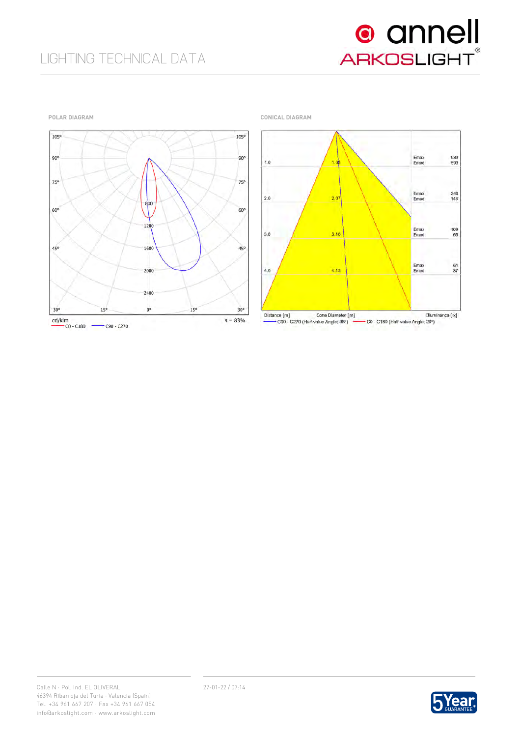# LIGHTING TECHNICAL DATA

## POLAR DIAGRAM

105° 105°
90° 90°
75° 75°
60° 60°
45° 45°
30° 15° 0° 15° 30°

800
1200
1600
2000
2400

cd/klm η = 83%

C0 - C180 C90 - C270

## CONICAL DIAGRAM

| Distance [m] | Cone Diameter [m] | | Illuminance [lx] |
|---|---|---|---|
| 1.0 | 1.08 | Emax / Emed | 983 / 593 |
| 2.0 | 2.07 | Emax / Emed | 246 / 148 |
| 3.0 | 3.10 | Emax / Emed | 109 / 66 |
| 4.0 | 4.13 | Emax / Emed | 61 / 37 |

C90 - C270 (Half-value Angle: 38°) C0 - C180 (Half-value Angle: 29°)

Calle N · Pol. Ind. EL OLIVERAL
46394 Ribarroja del Turia · Valencia (Spain)
Tel. +34 961 667 207 · Fax +34 961 667 054
info@arkoslight.com · www.arkoslight.com

27-01-22 / 07:14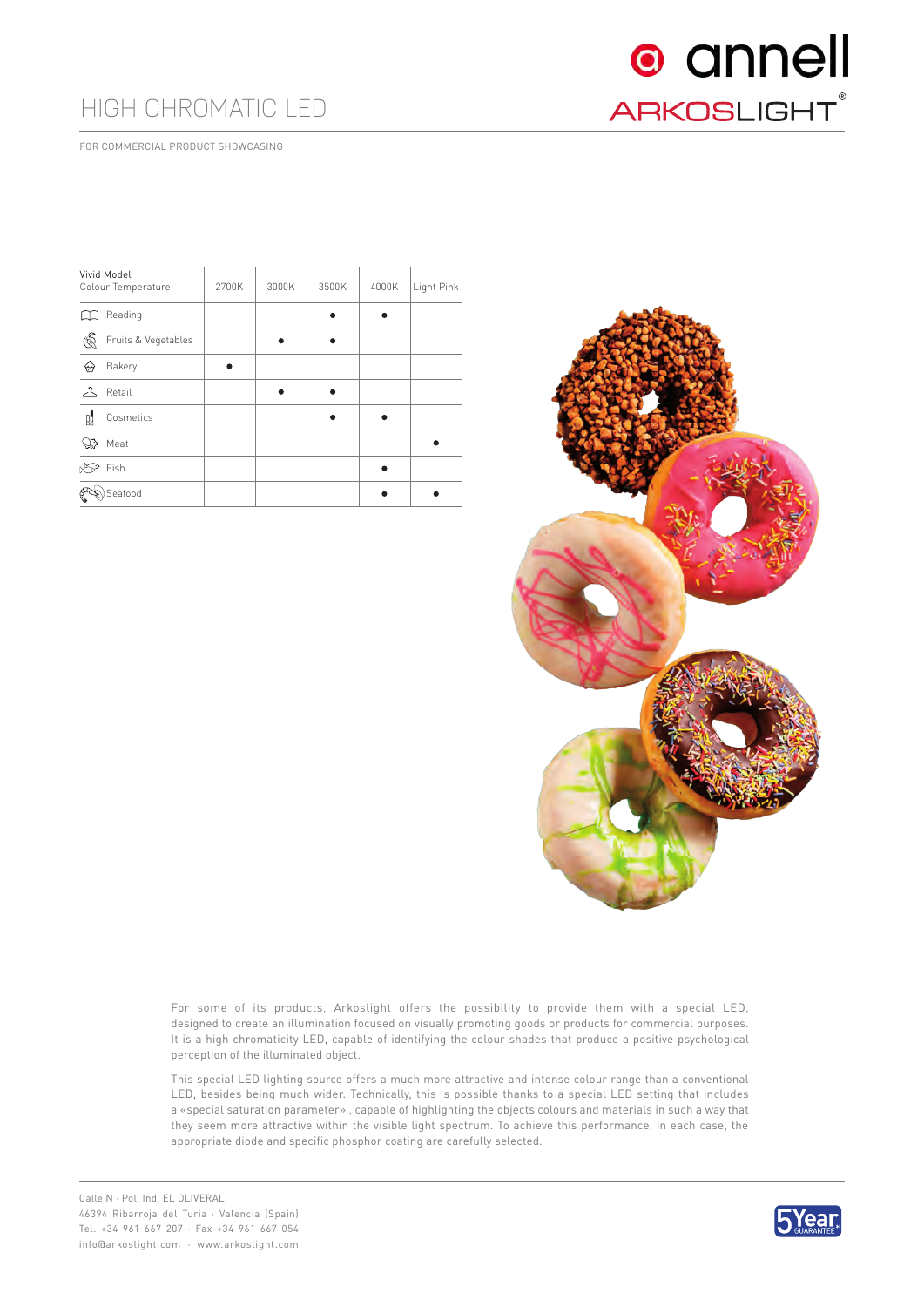# HIGH CHROMATIC LED

FOR COMMERCIAL PRODUCT SHOWCASING

| Vivid Model<br>Colour Temperature | 2700K | 3000K | 3500K | 4000K | Light Pink |
|---|---|---|---|---|---|
| Reading | | | ● | ● | |
| Fruits & Vegetables | | ● | ● | | |
| Bakery | ● | | | | |
| Retail | | ● | ● | | |
| Cosmetics | | | ● | ● | |
| Meat | | | | | ● |
| Fish | | | | ● | |
| Seafood | | | | ● | ● |

For some of its products, Arkoslight offers the possibility to provide them with a special LED, designed to create an illumination focused on visually promoting goods or products for commercial purposes. It is a high chromaticity LED, capable of identifying the colour shades that produce a positive psychological perception of the illuminated object.

This special LED lighting source offers a much more attractive and intense colour range than a conventional LED, besides being much wider. Technically, this is possible thanks to a special LED setting that includes a «special saturation parameter» , capable of highlighting the objects colours and materials in such a way that they seem more attractive within the visible light spectrum. To achieve this performance, in each case, the appropriate diode and specific phosphor coating are carefully selected.

Calle N · Pol. Ind. EL OLIVERAL
46394 Ribarroja del Turia · Valencia (Spain)
Tel. +34 961 667 207 · Fax +34 961 667 054
info@arkoslight.com · www.arkoslight.com